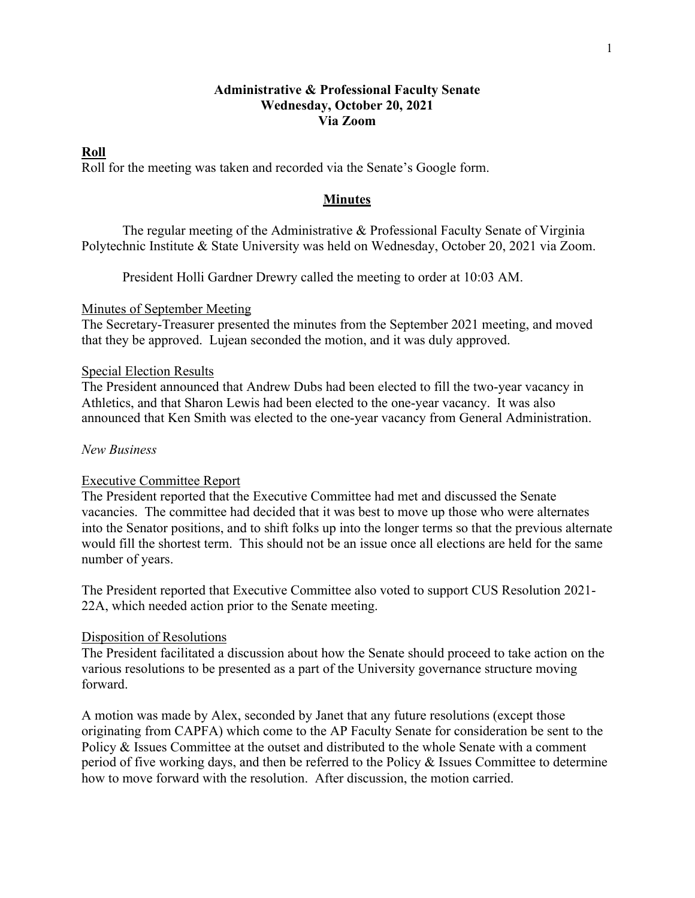**Administrative & Professional Faculty Senate**
**Wednesday, October 20, 2021**
**Via Zoom**

**Roll**

Roll for the meeting was taken and recorded via the Senate's Google form.

## Minutes

The regular meeting of the Administrative & Professional Faculty Senate of Virginia Polytechnic Institute & State University was held on Wednesday, October 20, 2021 via Zoom.

President Holli Gardner Drewry called the meeting to order at 10:03 AM.

Minutes of September Meeting

The Secretary-Treasurer presented the minutes from the September 2021 meeting, and moved that they be approved. Lujean seconded the motion, and it was duly approved.

Special Election Results

The President announced that Andrew Dubs had been elected to fill the two-year vacancy in Athletics, and that Sharon Lewis had been elected to the one-year vacancy. It was also announced that Ken Smith was elected to the one-year vacancy from General Administration.

*New Business*

Executive Committee Report

The President reported that the Executive Committee had met and discussed the Senate vacancies. The committee had decided that it was best to move up those who were alternates into the Senator positions, and to shift folks up into the longer terms so that the previous alternate would fill the shortest term. This should not be an issue once all elections are held for the same number of years.

The President reported that Executive Committee also voted to support CUS Resolution 2021-22A, which needed action prior to the Senate meeting.

Disposition of Resolutions

The President facilitated a discussion about how the Senate should proceed to take action on the various resolutions to be presented as a part of the University governance structure moving forward.

A motion was made by Alex, seconded by Janet that any future resolutions (except those originating from CAPFA) which come to the AP Faculty Senate for consideration be sent to the Policy & Issues Committee at the outset and distributed to the whole Senate with a comment period of five working days, and then be referred to the Policy & Issues Committee to determine how to move forward with the resolution. After discussion, the motion carried.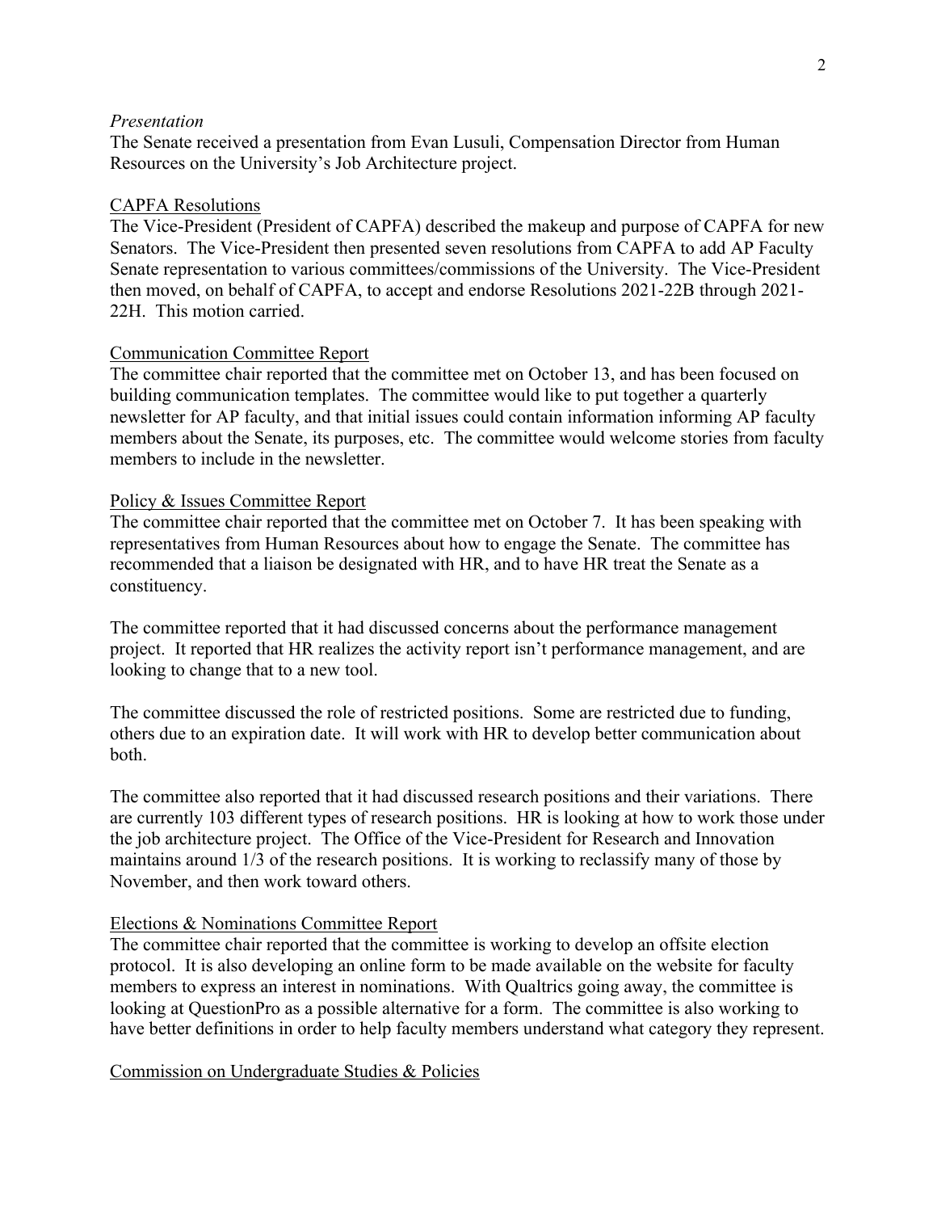*Presentation*

The Senate received a presentation from Evan Lusuli, Compensation Director from Human Resources on the University's Job Architecture project.

CAPFA Resolutions

The Vice-President (President of CAPFA) described the makeup and purpose of CAPFA for new Senators. The Vice-President then presented seven resolutions from CAPFA to add AP Faculty Senate representation to various committees/commissions of the University. The Vice-President then moved, on behalf of CAPFA, to accept and endorse Resolutions 2021-22B through 2021-22H. This motion carried.

Communication Committee Report

The committee chair reported that the committee met on October 13, and has been focused on building communication templates. The committee would like to put together a quarterly newsletter for AP faculty, and that initial issues could contain information informing AP faculty members about the Senate, its purposes, etc. The committee would welcome stories from faculty members to include in the newsletter.

Policy & Issues Committee Report

The committee chair reported that the committee met on October 7. It has been speaking with representatives from Human Resources about how to engage the Senate. The committee has recommended that a liaison be designated with HR, and to have HR treat the Senate as a constituency.

The committee reported that it had discussed concerns about the performance management project. It reported that HR realizes the activity report isn't performance management, and are looking to change that to a new tool.

The committee discussed the role of restricted positions. Some are restricted due to funding, others due to an expiration date. It will work with HR to develop better communication about both.

The committee also reported that it had discussed research positions and their variations. There are currently 103 different types of research positions. HR is looking at how to work those under the job architecture project. The Office of the Vice-President for Research and Innovation maintains around 1/3 of the research positions. It is working to reclassify many of those by November, and then work toward others.

Elections & Nominations Committee Report

The committee chair reported that the committee is working to develop an offsite election protocol. It is also developing an online form to be made available on the website for faculty members to express an interest in nominations. With Qualtrics going away, the committee is looking at QuestionPro as a possible alternative for a form. The committee is also working to have better definitions in order to help faculty members understand what category they represent.

Commission on Undergraduate Studies & Policies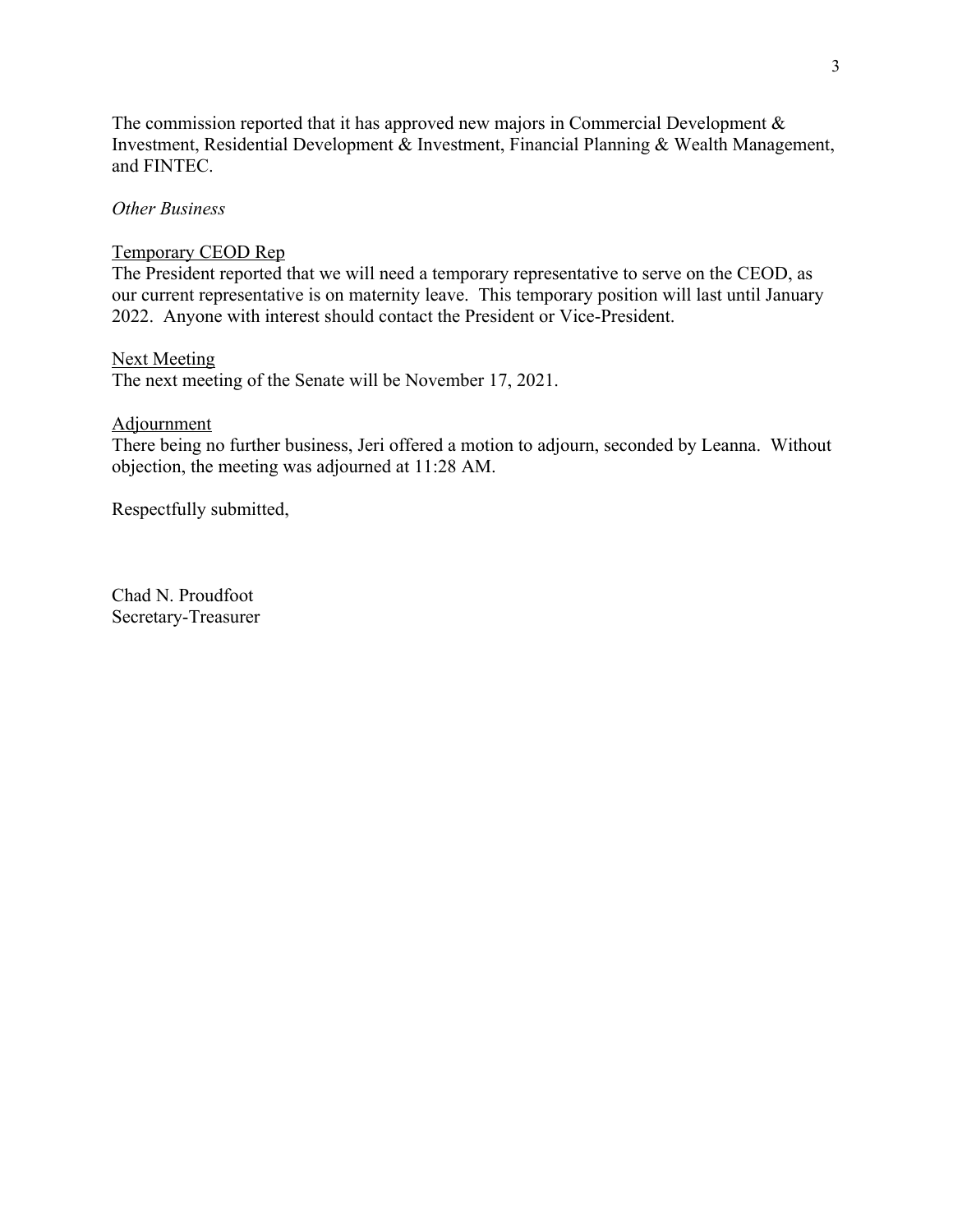The commission reported that it has approved new majors in Commercial Development & Investment, Residential Development & Investment, Financial Planning & Wealth Management, and FINTEC.

*Other Business*

Temporary CEOD Rep

The President reported that we will need a temporary representative to serve on the CEOD, as our current representative is on maternity leave. This temporary position will last until January 2022. Anyone with interest should contact the President or Vice-President.

Next Meeting

The next meeting of the Senate will be November 17, 2021.

Adjournment

There being no further business, Jeri offered a motion to adjourn, seconded by Leanna. Without objection, the meeting was adjourned at 11:28 AM.

Respectfully submitted,

Chad N. Proudfoot
Secretary-Treasurer